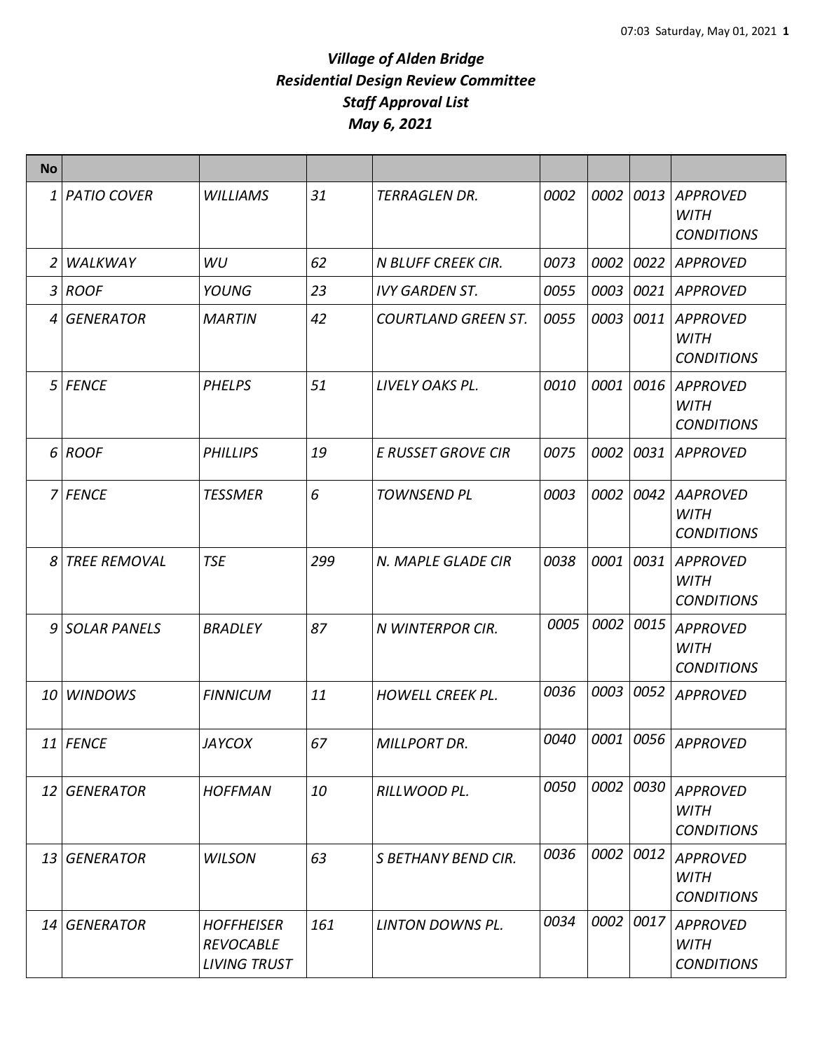# *Village of Alden Bridge*
# *Residential Design Review Committee*
# *Staff Approval List*
# *May 6, 2021*

| No | | | | | | | | |
|---|---|---|---|---|---|---|---|---|
| 1 | PATIO COVER | WILLIAMS | 31 | TERRAGLEN DR. | 0002 | 0002 | 0013 | APPROVED WITH CONDITIONS |
| 2 | WALKWAY | WU | 62 | N BLUFF CREEK CIR. | 0073 | 0002 | 0022 | APPROVED |
| 3 | ROOF | YOUNG | 23 | IVY GARDEN ST. | 0055 | 0003 | 0021 | APPROVED |
| 4 | GENERATOR | MARTIN | 42 | COURTLAND GREEN ST. | 0055 | 0003 | 0011 | APPROVED WITH CONDITIONS |
| 5 | FENCE | PHELPS | 51 | LIVELY OAKS PL. | 0010 | 0001 | 0016 | APPROVED WITH CONDITIONS |
| 6 | ROOF | PHILLIPS | 19 | E RUSSET GROVE CIR | 0075 | 0002 | 0031 | APPROVED |
| 7 | FENCE | TESSMER | 6 | TOWNSEND PL | 0003 | 0002 | 0042 | AAPROVED WITH CONDITIONS |
| 8 | TREE REMOVAL | TSE | 299 | N. MAPLE GLADE CIR | 0038 | 0001 | 0031 | APPROVED WITH CONDITIONS |
| 9 | SOLAR PANELS | BRADLEY | 87 | N WINTERPOR CIR. | 0005 | 0002 | 0015 | APPROVED WITH CONDITIONS |
| 10 | WINDOWS | FINNICUM | 11 | HOWELL CREEK PL. | 0036 | 0003 | 0052 | APPROVED |
| 11 | FENCE | JAYCOX | 67 | MILLPORT DR. | 0040 | 0001 | 0056 | APPROVED |
| 12 | GENERATOR | HOFFMAN | 10 | RILLWOOD PL. | 0050 | 0002 | 0030 | APPROVED WITH CONDITIONS |
| 13 | GENERATOR | WILSON | 63 | S BETHANY BEND CIR. | 0036 | 0002 | 0012 | APPROVED WITH CONDITIONS |
| 14 | GENERATOR | HOFFHEISER REVOCABLE LIVING TRUST | 161 | LINTON DOWNS PL. | 0034 | 0002 | 0017 | APPROVED WITH CONDITIONS |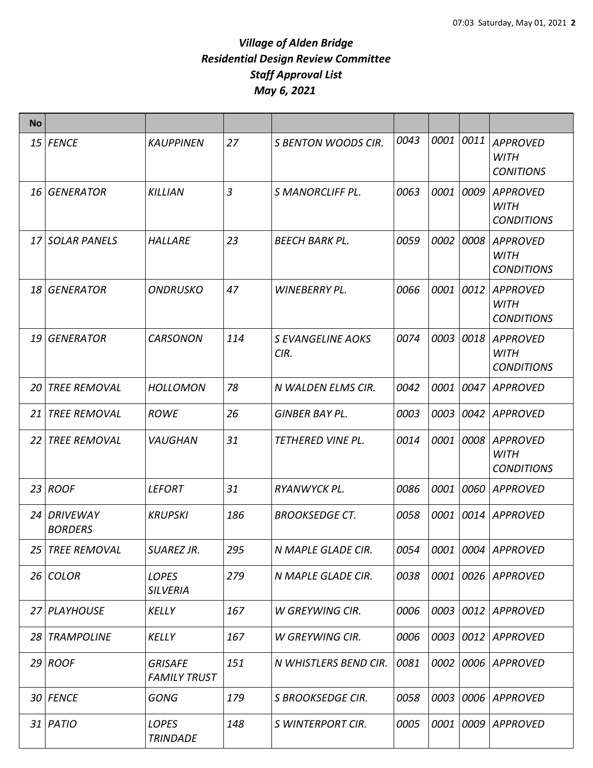# *Village of Alden Bridge*
# *Residential Design Review Committee*
# *Staff Approval List*
# *May 6, 2021*

| No | | | | | | | | |
|---|---|---|---|---|---|---|---|---|
| 15 | FENCE | KAUPPINEN | 27 | S BENTON WOODS CIR. | 0043 | 0001 | 0011 | APPROVED WITH CONITIONS |
| 16 | GENERATOR | KILLIAN | 3 | S MANORCLIFF PL. | 0063 | 0001 | 0009 | APPROVED WITH CONDITIONS |
| 17 | SOLAR PANELS | HALLARE | 23 | BEECH BARK PL. | 0059 | 0002 | 0008 | APPROVED WITH CONDITIONS |
| 18 | GENERATOR | ONDRUSKO | 47 | WINEBERRY PL. | 0066 | 0001 | 0012 | APPROVED WITH CONDITIONS |
| 19 | GENERATOR | CARSONON | 114 | S EVANGELINE AOKS CIR. | 0074 | 0003 | 0018 | APPROVED WITH CONDITIONS |
| 20 | TREE REMOVAL | HOLLOMON | 78 | N WALDEN ELMS CIR. | 0042 | 0001 | 0047 | APPROVED |
| 21 | TREE REMOVAL | ROWE | 26 | GINBER BAY PL. | 0003 | 0003 | 0042 | APPROVED |
| 22 | TREE REMOVAL | VAUGHAN | 31 | TETHERED VINE PL. | 0014 | 0001 | 0008 | APPROVED WITH CONDITIONS |
| 23 | ROOF | LEFORT | 31 | RYANWYCK PL. | 0086 | 0001 | 0060 | APPROVED |
| 24 | DRIVEWAY BORDERS | KRUPSKI | 186 | BROOKSEDGE CT. | 0058 | 0001 | 0014 | APPROVED |
| 25 | TREE REMOVAL | SUAREZ JR. | 295 | N MAPLE GLADE CIR. | 0054 | 0001 | 0004 | APPROVED |
| 26 | COLOR | LOPES SILVERIA | 279 | N MAPLE GLADE CIR. | 0038 | 0001 | 0026 | APPROVED |
| 27 | PLAYHOUSE | KELLY | 167 | W GREYWING CIR. | 0006 | 0003 | 0012 | APPROVED |
| 28 | TRAMPOLINE | KELLY | 167 | W GREYWING CIR. | 0006 | 0003 | 0012 | APPROVED |
| 29 | ROOF | GRISAFE FAMILY TRUST | 151 | N WHISTLERS BEND CIR. | 0081 | 0002 | 0006 | APPROVED |
| 30 | FENCE | GONG | 179 | S BROOKSEDGE CIR. | 0058 | 0003 | 0006 | APPROVED |
| 31 | PATIO | LOPES TRINDADE | 148 | S WINTERPORT CIR. | 0005 | 0001 | 0009 | APPROVED |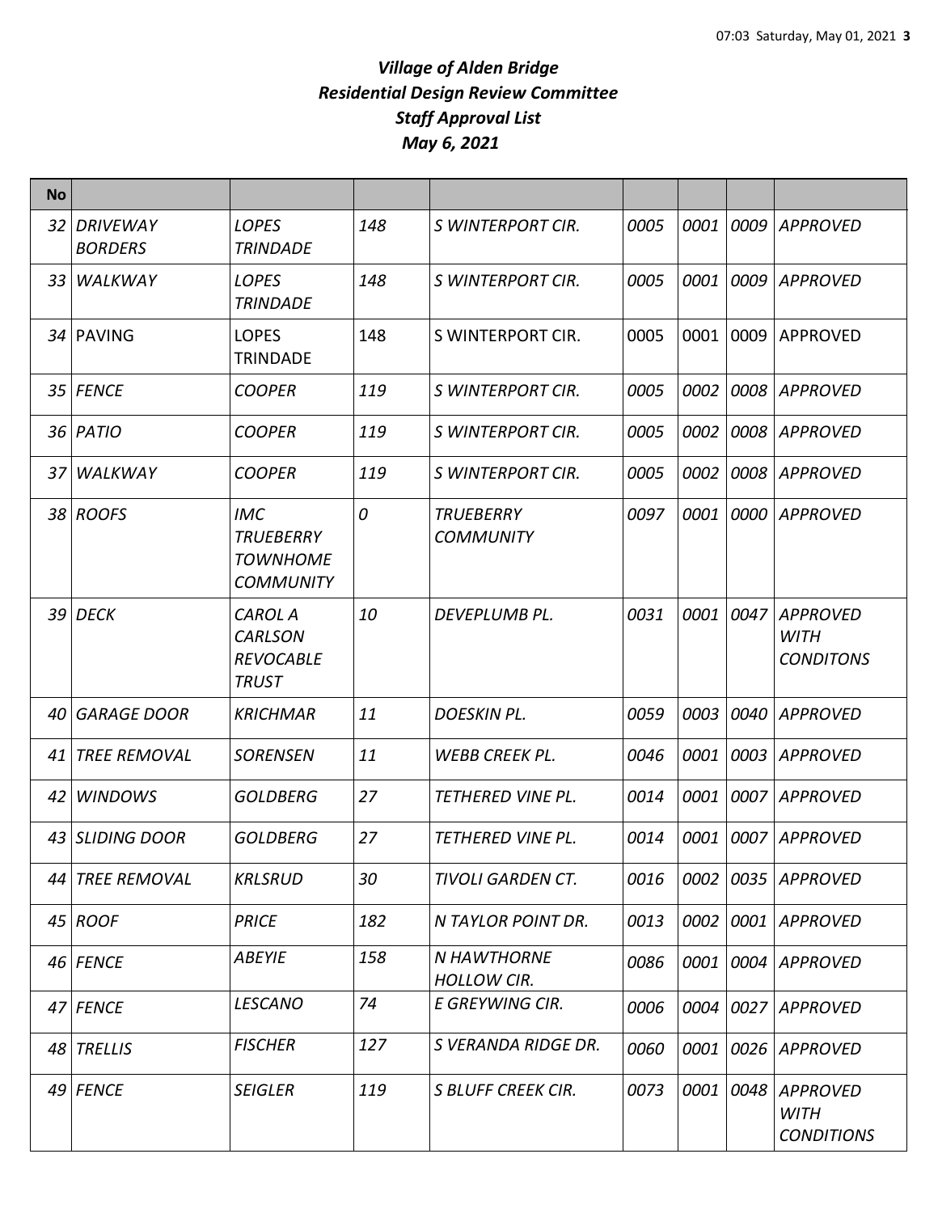# *Village of Alden Bridge*
# *Residential Design Review Committee*
# *Staff Approval List*
# *May 6, 2021*

| No | | | | | | | | |
|---|---|---|---|---|---|---|---|---|
| 32 | *DRIVEWAY BORDERS* | *LOPES TRINDADE* | *148* | *S WINTERPORT CIR.* | *0005* | *0001* | *0009* | *APPROVED* |
| 33 | *WALKWAY* | *LOPES TRINDADE* | *148* | *S WINTERPORT CIR.* | *0005* | *0001* | *0009* | *APPROVED* |
| 34 | PAVING | LOPES TRINDADE | 148 | S WINTERPORT CIR. | 0005 | 0001 | 0009 | APPROVED |
| 35 | *FENCE* | *COOPER* | *119* | *S WINTERPORT CIR.* | *0005* | *0002* | *0008* | *APPROVED* |
| 36 | *PATIO* | *COOPER* | *119* | *S WINTERPORT CIR.* | *0005* | *0002* | *0008* | *APPROVED* |
| 37 | *WALKWAY* | *COOPER* | *119* | *S WINTERPORT CIR.* | *0005* | *0002* | *0008* | *APPROVED* |
| 38 | *ROOFS* | *IMC TRUEBERRY TOWNHOME COMMUNITY* | *0* | *TRUEBERRY COMMUNITY* | *0097* | *0001* | *0000* | *APPROVED* |
| 39 | *DECK* | *CAROL A CARLSON REVOCABLE TRUST* | *10* | *DEVEPLUMB PL.* | *0031* | *0001* | *0047* | *APPROVED WITH CONDITONS* |
| 40 | *GARAGE DOOR* | *KRICHMAR* | *11* | *DOESKIN PL.* | *0059* | *0003* | *0040* | *APPROVED* |
| 41 | *TREE REMOVAL* | *SORENSEN* | *11* | *WEBB CREEK PL.* | *0046* | *0001* | *0003* | *APPROVED* |
| 42 | *WINDOWS* | *GOLDBERG* | *27* | *TETHERED VINE PL.* | *0014* | *0001* | *0007* | *APPROVED* |
| 43 | *SLIDING DOOR* | *GOLDBERG* | *27* | *TETHERED VINE PL.* | *0014* | *0001* | *0007* | *APPROVED* |
| 44 | *TREE REMOVAL* | *KRLSRUD* | *30* | *TIVOLI GARDEN CT.* | *0016* | *0002* | *0035* | *APPROVED* |
| 45 | *ROOF* | *PRICE* | *182* | *N TAYLOR POINT DR.* | *0013* | *0002* | *0001* | *APPROVED* |
| 46 | *FENCE* | *ABEYIE* | *158* | *N HAWTHORNE HOLLOW CIR.* | *0086* | *0001* | *0004* | *APPROVED* |
| 47 | *FENCE* | *LESCANO* | *74* | *E GREYWING CIR.* | *0006* | *0004* | *0027* | *APPROVED* |
| 48 | *TRELLIS* | *FISCHER* | *127* | *S VERANDA RIDGE DR.* | *0060* | *0001* | *0026* | *APPROVED* |
| 49 | *FENCE* | *SEIGLER* | *119* | *S BLUFF CREEK CIR.* | *0073* | *0001* | *0048* | *APPROVED WITH CONDITIONS* |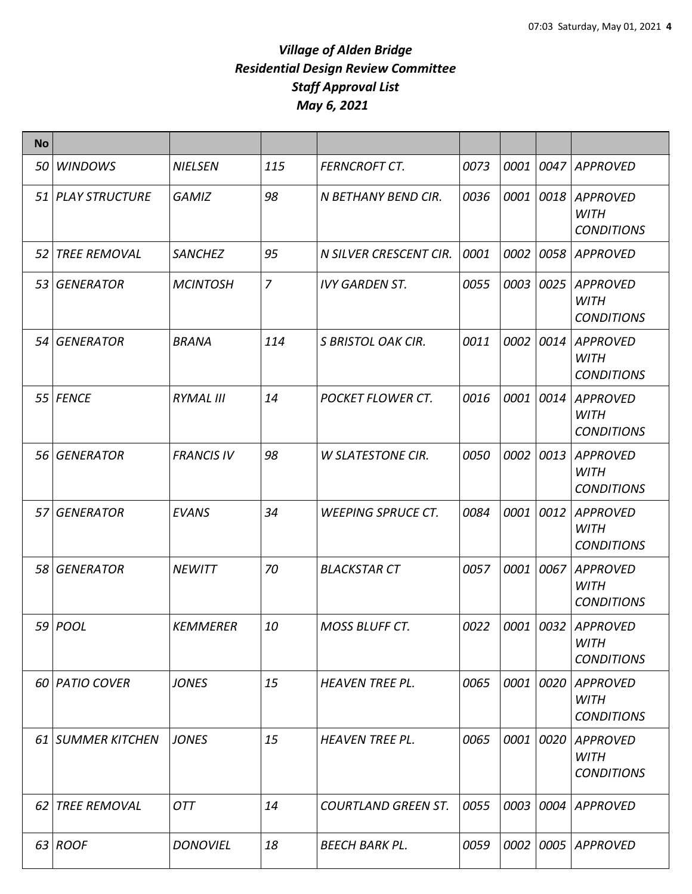# *Village of Alden Bridge*
## *Residential Design Review Committee*
## *Staff Approval List*
## *May 6, 2021*

| No | | | | | | | | |
|---|---|---|---|---|---|---|---|---|
| 50 | WINDOWS | NIELSEN | 115 | FERNCROFT CT. | 0073 | 0001 | 0047 | APPROVED |
| 51 | PLAY STRUCTURE | GAMIZ | 98 | N BETHANY BEND CIR. | 0036 | 0001 | 0018 | APPROVED WITH CONDITIONS |
| 52 | TREE REMOVAL | SANCHEZ | 95 | N SILVER CRESCENT CIR. | 0001 | 0002 | 0058 | APPROVED |
| 53 | GENERATOR | MCINTOSH | 7 | IVY GARDEN ST. | 0055 | 0003 | 0025 | APPROVED WITH CONDITIONS |
| 54 | GENERATOR | BRANA | 114 | S BRISTOL OAK CIR. | 0011 | 0002 | 0014 | APPROVED WITH CONDITIONS |
| 55 | FENCE | RYMAL III | 14 | POCKET FLOWER CT. | 0016 | 0001 | 0014 | APPROVED WITH CONDITIONS |
| 56 | GENERATOR | FRANCIS IV | 98 | W SLATESTONE CIR. | 0050 | 0002 | 0013 | APPROVED WITH CONDITIONS |
| 57 | GENERATOR | EVANS | 34 | WEEPING SPRUCE CT. | 0084 | 0001 | 0012 | APPROVED WITH CONDITIONS |
| 58 | GENERATOR | NEWITT | 70 | BLACKSTAR CT | 0057 | 0001 | 0067 | APPROVED WITH CONDITIONS |
| 59 | POOL | KEMMERER | 10 | MOSS BLUFF CT. | 0022 | 0001 | 0032 | APPROVED WITH CONDITIONS |
| 60 | PATIO COVER | JONES | 15 | HEAVEN TREE PL. | 0065 | 0001 | 0020 | APPROVED WITH CONDITIONS |
| 61 | SUMMER KITCHEN | JONES | 15 | HEAVEN TREE PL. | 0065 | 0001 | 0020 | APPROVED WITH CONDITIONS |
| 62 | TREE REMOVAL | OTT | 14 | COURTLAND GREEN ST. | 0055 | 0003 | 0004 | APPROVED |
| 63 | ROOF | DONOVIEL | 18 | BEECH BARK PL. | 0059 | 0002 | 0005 | APPROVED |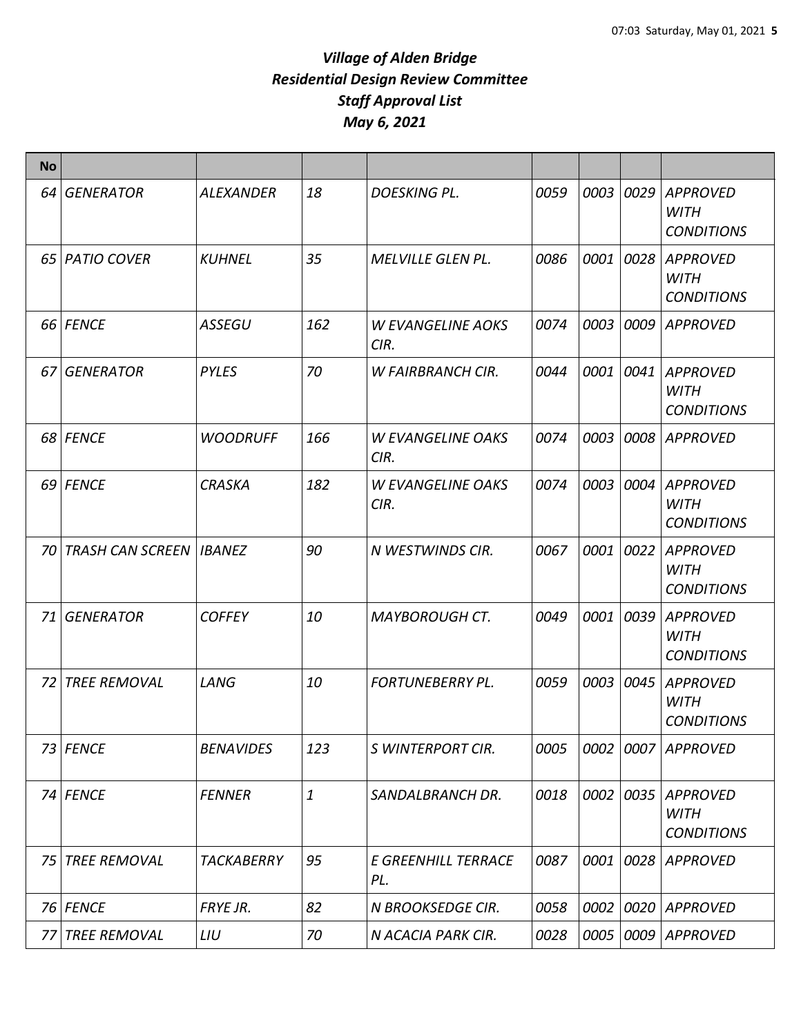# *Village of Alden Bridge*
# *Residential Design Review Committee*
# *Staff Approval List*
# *May 6, 2021*

| No | | | | | | | | |
|---|---|---|---|---|---|---|---|---|
| 64 | GENERATOR | ALEXANDER | 18 | DOESKING PL. | 0059 | 0003 | 0029 | APPROVED WITH CONDITIONS |
| 65 | PATIO COVER | KUHNEL | 35 | MELVILLE GLEN PL. | 0086 | 0001 | 0028 | APPROVED WITH CONDITIONS |
| 66 | FENCE | ASSEGU | 162 | W EVANGELINE AOKS CIR. | 0074 | 0003 | 0009 | APPROVED |
| 67 | GENERATOR | PYLES | 70 | W FAIRBRANCH CIR. | 0044 | 0001 | 0041 | APPROVED WITH CONDITIONS |
| 68 | FENCE | WOODRUFF | 166 | W EVANGELINE OAKS CIR. | 0074 | 0003 | 0008 | APPROVED |
| 69 | FENCE | CRASKA | 182 | W EVANGELINE OAKS CIR. | 0074 | 0003 | 0004 | APPROVED WITH CONDITIONS |
| 70 | TRASH CAN SCREEN | IBANEZ | 90 | N WESTWINDS CIR. | 0067 | 0001 | 0022 | APPROVED WITH CONDITIONS |
| 71 | GENERATOR | COFFEY | 10 | MAYBOROUGH CT. | 0049 | 0001 | 0039 | APPROVED WITH CONDITIONS |
| 72 | TREE REMOVAL | LANG | 10 | FORTUNEBERRY PL. | 0059 | 0003 | 0045 | APPROVED WITH CONDITIONS |
| 73 | FENCE | BENAVIDES | 123 | S WINTERPORT CIR. | 0005 | 0002 | 0007 | APPROVED |
| 74 | FENCE | FENNER | 1 | SANDALBRANCH DR. | 0018 | 0002 | 0035 | APPROVED WITH CONDITIONS |
| 75 | TREE REMOVAL | TACKABERRY | 95 | E GREENHILL TERRACE PL. | 0087 | 0001 | 0028 | APPROVED |
| 76 | FENCE | FRYE JR. | 82 | N BROOKSEDGE CIR. | 0058 | 0002 | 0020 | APPROVED |
| 77 | TREE REMOVAL | LIU | 70 | N ACACIA PARK CIR. | 0028 | 0005 | 0009 | APPROVED |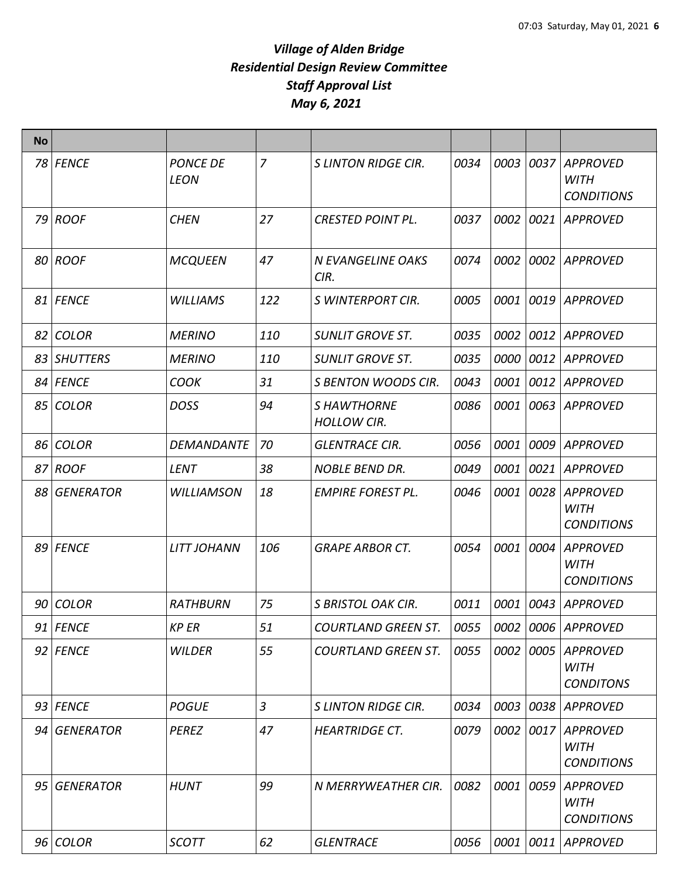# *Village of Alden Bridge*
# *Residential Design Review Committee*
# *Staff Approval List*
# *May 6, 2021*

| No | | | | | | | | |
|---|---|---|---|---|---|---|---|---|
| 78 | FENCE | PONCE DE LEON | 7 | S LINTON RIDGE CIR. | 0034 | 0003 | 0037 | APPROVED WITH CONDITIONS |
| 79 | ROOF | CHEN | 27 | CRESTED POINT PL. | 0037 | 0002 | 0021 | APPROVED |
| 80 | ROOF | MCQUEEN | 47 | N EVANGELINE OAKS CIR. | 0074 | 0002 | 0002 | APPROVED |
| 81 | FENCE | WILLIAMS | 122 | S WINTERPORT CIR. | 0005 | 0001 | 0019 | APPROVED |
| 82 | COLOR | MERINO | 110 | SUNLIT GROVE ST. | 0035 | 0002 | 0012 | APPROVED |
| 83 | SHUTTERS | MERINO | 110 | SUNLIT GROVE ST. | 0035 | 0000 | 0012 | APPROVED |
| 84 | FENCE | COOK | 31 | S BENTON WOODS CIR. | 0043 | 0001 | 0012 | APPROVED |
| 85 | COLOR | DOSS | 94 | S HAWTHORNE HOLLOW CIR. | 0086 | 0001 | 0063 | APPROVED |
| 86 | COLOR | DEMANDANTE | 70 | GLENTRACE CIR. | 0056 | 0001 | 0009 | APPROVED |
| 87 | ROOF | LENT | 38 | NOBLE BEND DR. | 0049 | 0001 | 0021 | APPROVED |
| 88 | GENERATOR | WILLIAMSON | 18 | EMPIRE FOREST PL. | 0046 | 0001 | 0028 | APPROVED WITH CONDITIONS |
| 89 | FENCE | LITT JOHANN | 106 | GRAPE ARBOR CT. | 0054 | 0001 | 0004 | APPROVED WITH CONDITIONS |
| 90 | COLOR | RATHBURN | 75 | S BRISTOL OAK CIR. | 0011 | 0001 | 0043 | APPROVED |
| 91 | FENCE | KP ER | 51 | COURTLAND GREEN ST. | 0055 | 0002 | 0006 | APPROVED |
| 92 | FENCE | WILDER | 55 | COURTLAND GREEN ST. | 0055 | 0002 | 0005 | APPROVED WITH CONDITONS |
| 93 | FENCE | POGUE | 3 | S LINTON RIDGE CIR. | 0034 | 0003 | 0038 | APPROVED |
| 94 | GENERATOR | PEREZ | 47 | HEARTRIDGE CT. | 0079 | 0002 | 0017 | APPROVED WITH CONDITIONS |
| 95 | GENERATOR | HUNT | 99 | N MERRYWEATHER CIR. | 0082 | 0001 | 0059 | APPROVED WITH CONDITIONS |
| 96 | COLOR | SCOTT | 62 | GLENTRACE | 0056 | 0001 | 0011 | APPROVED |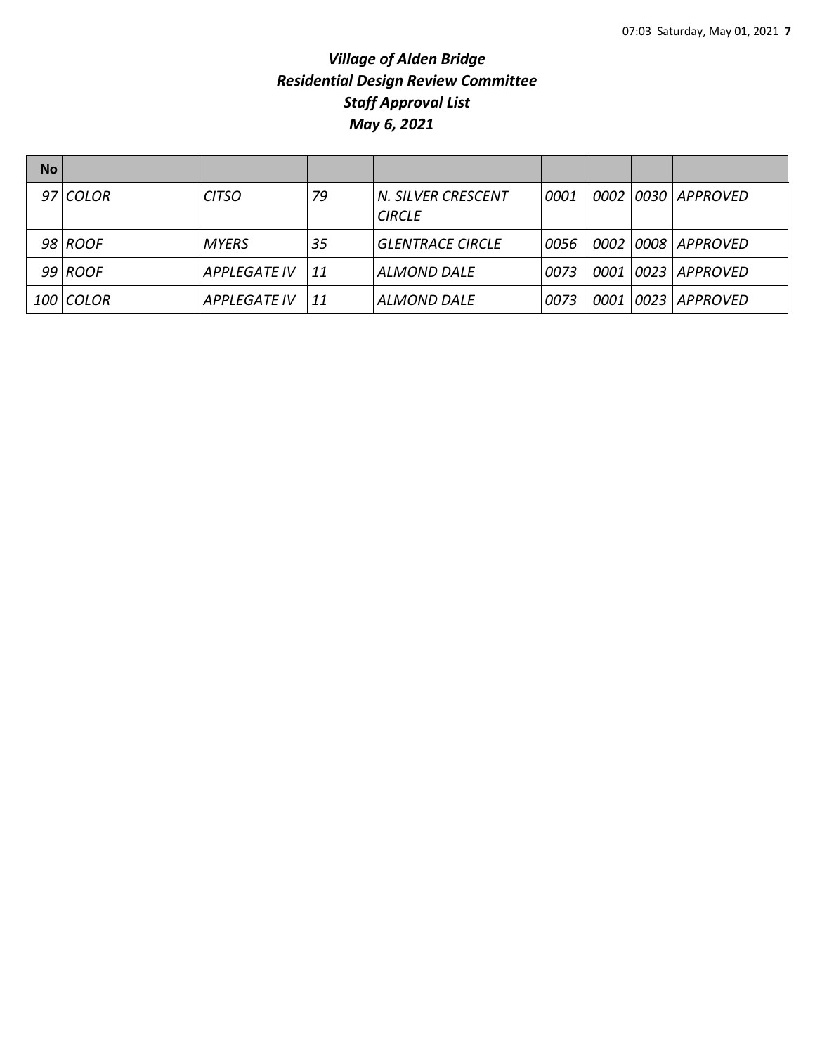# *Village of Alden Bridge*
# *Residential Design Review Committee*
# *Staff Approval List*
# *May 6, 2021*

| No | | | | | | | | |
|---|---|---|---|---|---|---|---|---|
| 97 | COLOR | CITSO | 79 | N. SILVER CRESCENT CIRCLE | 0001 | 0002 | 0030 | APPROVED |
| 98 | ROOF | MYERS | 35 | GLENTRACE CIRCLE | 0056 | 0002 | 0008 | APPROVED |
| 99 | ROOF | APPLEGATE IV | 11 | ALMOND DALE | 0073 | 0001 | 0023 | APPROVED |
| 100 | COLOR | APPLEGATE IV | 11 | ALMOND DALE | 0073 | 0001 | 0023 | APPROVED |